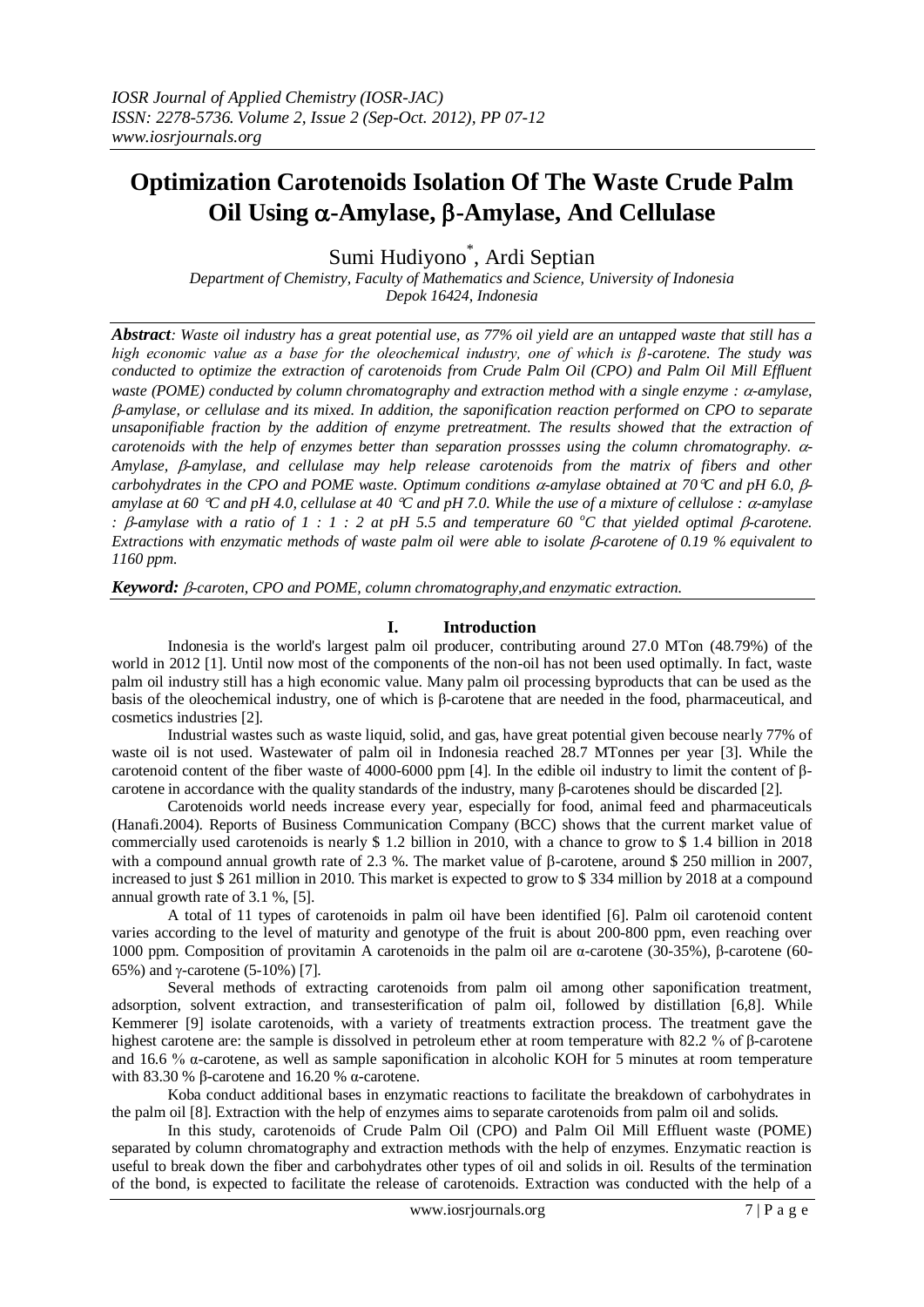*IOSR Journal of Applied Chemistry (IOSR-JAC)*
*ISSN: 2278-5736. Volume 2, Issue 2 (Sep-Oct. 2012), PP 07-12*
*www.iosrjournals.org*

# Optimization Carotenoids Isolation Of The Waste Crude Palm Oil Using α-Amylase, β-Amylase, And Cellulase

Sumi Hudiyono*, Ardi Septian

*Department of Chemistry, Faculty of Mathematics and Science, University of Indonesia*
*Depok 16424, Indonesia*

***Abstract**: Waste oil industry has a great potential use, as 77% oil yield are an untapped waste that still has a high economic value as a base for the oleochemical industry, one of which is β-carotene. The study was conducted to optimize the extraction of carotenoids from Crude Palm Oil (CPO) and Palm Oil Mill Effluent waste (POME) conducted by column chromatography and extraction method with a single enzyme : α-amylase, β-amylase, or cellulase and its mixed. In addition, the saponification reaction performed on CPO to separate unsaponifiable fraction by the addition of enzyme pretreatment. The results showed that the extraction of carotenoids with the help of enzymes better than separation prossses using the column chromatography. α-Amylase, β-amylase, and cellulase may help release carotenoids from the matrix of fibers and other carbohydrates in the CPO and POME waste. Optimum conditions α-amylase obtained at 70°C and pH 6.0, β-amylase at 60 °C and pH 4.0, cellulase at 40 °C and pH 7.0. While the use of a mixture of cellulose : α-amylase : β-amylase with a ratio of 1 : 1 : 2 at pH 5.5 and temperature 60 °C that yielded optimal β-carotene. Extractions with enzymatic methods of waste palm oil were able to isolate β-carotene of 0.19 % equivalent to 1160 ppm.*

***Keyword:** β-caroten, CPO and POME, column chromatography,and enzymatic extraction.*

## I. Introduction

Indonesia is the world's largest palm oil producer, contributing around 27.0 MTon (48.79%) of the world in 2012 [1]. Until now most of the components of the non-oil has not been used optimally. In fact, waste palm oil industry still has a high economic value. Many palm oil processing byproducts that can be used as the basis of the oleochemical industry, one of which is β-carotene that are needed in the food, pharmaceutical, and cosmetics industries [2].

Industrial wastes such as waste liquid, solid, and gas, have great potential given becouse nearly 77% of waste oil is not used. Wastewater of palm oil in Indonesia reached 28.7 MTonnes per year [3]. While the carotenoid content of the fiber waste of 4000-6000 ppm [4]. In the edible oil industry to limit the content of β-carotene in accordance with the quality standards of the industry, many β-carotenes should be discarded [2].

Carotenoids world needs increase every year, especially for food, animal feed and pharmaceuticals (Hanafi.2004). Reports of Business Communication Company (BCC) shows that the current market value of commercially used carotenoids is nearly $ 1.2 billion in 2010, with a chance to grow to $ 1.4 billion in 2018 with a compound annual growth rate of 2.3 %. The market value of β-carotene, around $ 250 million in 2007, increased to just $ 261 million in 2010. This market is expected to grow to $ 334 million by 2018 at a compound annual growth rate of 3.1 %, [5].

A total of 11 types of carotenoids in palm oil have been identified [6]. Palm oil carotenoid content varies according to the level of maturity and genotype of the fruit is about 200-800 ppm, even reaching over 1000 ppm. Composition of provitamin A carotenoids in the palm oil are α-carotene (30-35%), β-carotene (60-65%) and γ-carotene (5-10%) [7].

Several methods of extracting carotenoids from palm oil among other saponification treatment, adsorption, solvent extraction, and transesterification of palm oil, followed by distillation [6,8]. While Kemmerer [9] isolate carotenoids, with a variety of treatments extraction process. The treatment gave the highest carotene are: the sample is dissolved in petroleum ether at room temperature with 82.2 % of β-carotene and 16.6 % α-carotene, as well as sample saponification in alcoholic KOH for 5 minutes at room temperature with 83.30 % β-carotene and 16.20 % α-carotene.

Koba conduct additional bases in enzymatic reactions to facilitate the breakdown of carbohydrates in the palm oil [8]. Extraction with the help of enzymes aims to separate carotenoids from palm oil and solids.

In this study, carotenoids of Crude Palm Oil (CPO) and Palm Oil Mill Effluent waste (POME) separated by column chromatography and extraction methods with the help of enzymes. Enzymatic reaction is useful to break down the fiber and carbohydrates other types of oil and solids in oil. Results of the termination of the bond, is expected to facilitate the release of carotenoids. Extraction was conducted with the help of a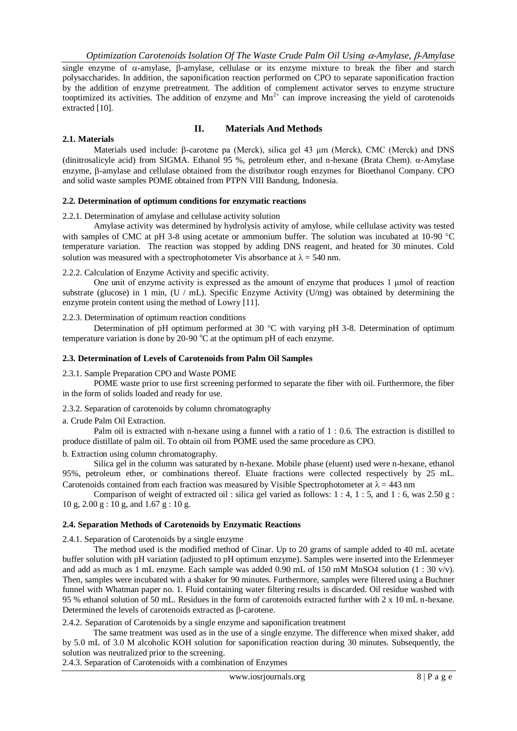single enzyme of α-amylase, β-amylase, cellulase or its enzyme mixture to break the fiber and starch polysaccharides. In addition, the saponification reaction performed on CPO to separate saponification fraction by the addition of enzyme pretreatment. The addition of complement activator serves to enzyme structure tooptimized its activities. The addition of enzyme and $Mn^{2+}$ can improve increasing the yield of carotenoids extracted [10].

## II. Materials And Methods

### 2.1. Materials

Materials used include: β-carotene pa (Merck), silica gel 43 μm (Merck), CMC (Merck) and DNS (dinitrosalicyle acid) from SIGMA. Ethanol 95 %, petroleum ether, and n-hexane (Brata Chem). α-Amylase enzyme, β-amylase and cellulase obtained from the distributor rough enzymes for Bioethanol Company. CPO and solid waste samples POME obtained from PTPN VIII Bandung, Indonesia.

### 2.2. Determination of optimum conditions for enzymatic reactions

2.2.1. Determination of amylase and cellulase activity solution

Amylase activity was determined by hydrolysis activity of amylose, while cellulase activity was tested with samples of CMC at pH 3-8 using acetate or ammonium buffer. The solution was incubated at 10-90 °C temperature variation. The reaction was stopped by adding DNS reagent, and heated for 30 minutes. Cold solution was measured with a spectrophotometer Vis absorbance at $\lambda = 540$ nm.

2.2.2. Calculation of Enzyme Activity and specific activity.

One unit of enzyme activity is expressed as the amount of enzyme that produces 1 μmol of reaction substrate (glucose) in 1 min, (U / mL). Specific Enzyme Activity (U/mg) was obtained by determining the enzyme protein content using the method of Lowry [11].

2.2.3. Determination of optimum reaction conditions

Determination of pH optimum performed at 30 °C with varying pH 3-8. Determination of optimum temperature variation is done by 20-90 °C at the optimum pH of each enzyme.

### 2.3. Determination of Levels of Carotenoids from Palm Oil Samples

2.3.1. Sample Preparation CPO and Waste POME

POME waste prior to use first screening performed to separate the fiber with oil. Furthermore, the fiber in the form of solids loaded and ready for use.

2.3.2. Separation of carotenoids by column chromatography

a. Crude Palm Oil Extraction.

Palm oil is extracted with n-hexane using a funnel with a ratio of 1 : 0.6. The extraction is distilled to produce distillate of palm oil. To obtain oil from POME used the same procedure as CPO.

b. Extraction using column chromatography.

Silica gel in the column was saturated by n-hexane. Mobile phase (eluent) used were n-hexane, ethanol 95%, petroleum ether, or combinations thereof. Eluate fractions were collected respectively by 25 mL. Carotenoids contained from each fraction was measured by Visible Spectrophotometer at $\lambda = 443$ nm

Comparison of weight of extracted oil : silica gel varied as follows: 1 : 4, 1 : 5, and 1 : 6, was 2.50 g : 10 g, 2.00 g : 10 g, and 1.67 g : 10 g.

### 2.4. Separation Methods of Carotenoids by Enzymatic Reactions

2.4.1. Separation of Carotenoids by a single enzyme

The method used is the modified method of Cinar. Up to 20 grams of sample added to 40 mL acetate buffer solution with pH variation (adjusted to pH optimum enzyme). Samples were inserted into the Erlenmeyer and add as much as 1 mL enzyme. Each sample was added 0.90 mL of 150 mM $MnSO_4$ solution (1 : 30 v/v). Then, samples were incubated with a shaker for 90 minutes. Furthermore, samples were filtered using a Buchner funnel with Whatman paper no. 1. Fluid containing water filtering results is discarded. Oil residue washed with 95 % ethanol solution of 50 mL. Residues in the form of carotenoids extracted further with 2 x 10 mL n-hexane. Determined the levels of carotenoids extracted as β-carotene.

2.4.2. Separation of Carotenoids by a single enzyme and saponification treatment

The same treatment was used as in the use of a single enzyme. The difference when mixed shaker, add by 5.0 mL of 3.0 M alcoholic KOH solution for saponification reaction during 30 minutes. Subsequently, the solution was neutralized prior to the screening.

2.4.3. Separation of Carotenoids with a combination of Enzymes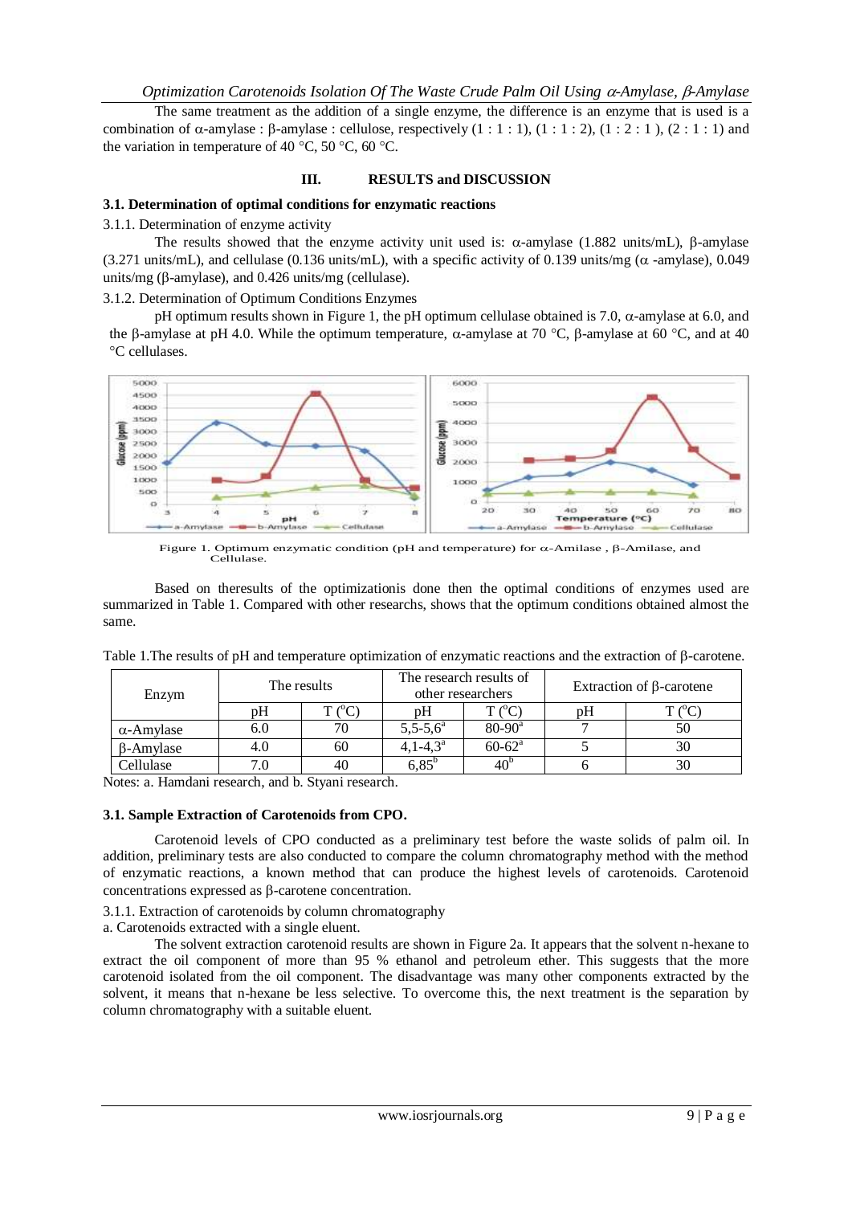The same treatment as the addition of a single enzyme, the difference is an enzyme that is used is a combination of α-amylase : β-amylase : cellulose, respectively (1 : 1 : 1), (1 : 1 : 2), (1 : 2 : 1 ), (2 : 1 : 1) and the variation in temperature of 40 °C, 50 °C, 60 °C.

## III. RESULTS and DISCUSSION

### 3.1. Determination of optimal conditions for enzymatic reactions

3.1.1. Determination of enzyme activity

The results showed that the enzyme activity unit used is: α-amylase (1.882 units/mL), β-amylase (3.271 units/mL), and cellulase (0.136 units/mL), with a specific activity of 0.139 units/mg (α -amylase), 0.049 units/mg (β-amylase), and 0.426 units/mg (cellulase).

3.1.2. Determination of Optimum Conditions Enzymes

pH optimum results shown in Figure 1, the pH optimum cellulase obtained is 7.0, α-amylase at 6.0, and the β-amylase at pH 4.0. While the optimum temperature, α-amylase at 70 °C, β-amylase at 60 °C, and at 40 °C cellulases.

Figure 1. Optimum enzymatic condition (pH and temperature) for α-Amilase , β-Amilase, and Cellulase.

Based on theresults of the optimizationis done then the optimal conditions of enzymes used are summarized in Table 1. Compared with other researchs, shows that the optimum conditions obtained almost the same.

Table 1.The results of pH and temperature optimization of enzymatic reactions and the extraction of β-carotene.

| Enzym | The results | | The research results of other researchers | | Extraction of β-carotene | |
|---|---|---|---|---|---|---|
| | pH | T (°C) | pH | T (°C) | pH | T (°C) |
| α-Amylase | 6.0 | 70 | 5,5-5,6[a] | 80-90[a] | 7 | 50 |
| β-Amylase | 4.0 | 60 | 4,1-4,3[a] | 60-62[a] | 5 | 30 |
| Cellulase | 7.0 | 40 | 6,85[b] | 40[b] | 6 | 30 |

Notes: a. Hamdani research, and b. Styani research.

### 3.1. Sample Extraction of Carotenoids from CPO.

Carotenoid levels of CPO conducted as a preliminary test before the waste solids of palm oil. In addition, preliminary tests are also conducted to compare the column chromatography method with the method of enzymatic reactions, a known method that can produce the highest levels of carotenoids. Carotenoid concentrations expressed as β-carotene concentration.

3.1.1. Extraction of carotenoids by column chromatography

a. Carotenoids extracted with a single eluent.

The solvent extraction carotenoid results are shown in Figure 2a. It appears that the solvent n-hexane to extract the oil component of more than 95 % ethanol and petroleum ether. This suggests that the more carotenoid isolated from the oil component. The disadvantage was many other components extracted by the solvent, it means that n-hexane be less selective. To overcome this, the next treatment is the separation by column chromatography with a suitable eluent.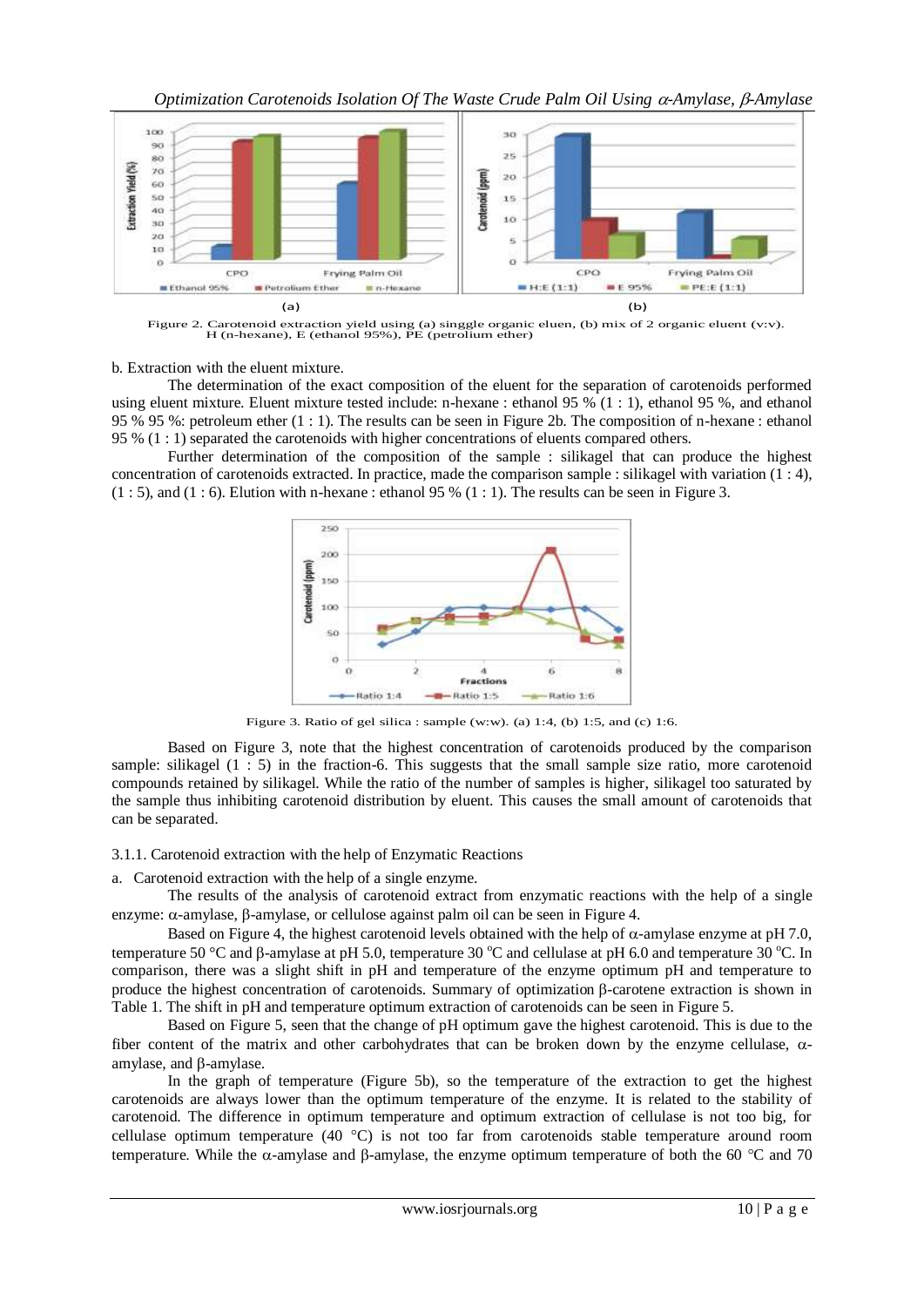Figure 2. Carotenoid extraction yield using (a) singgle organic eluen, (b) mix of 2 organic eluent (v:v). H (n-hexane), E (ethanol 95%), PE (petroleum ether)

b. Extraction with the eluent mixture.

The determination of the exact composition of the eluent for the separation of carotenoids performed using eluent mixture. Eluent mixture tested include: n-hexane : ethanol 95 % (1 : 1), ethanol 95 %, and ethanol 95 % 95 %: petroleum ether (1 : 1). The results can be seen in Figure 2b. The composition of n-hexane : ethanol 95 % (1 : 1) separated the carotenoids with higher concentrations of eluents compared others.

Further determination of the composition of the sample : silikagel that can produce the highest concentration of carotenoids extracted. In practice, made the comparison sample : silikagel with variation (1 : 4), (1 : 5), and (1 : 6). Elution with n-hexane : ethanol 95 % (1 : 1). The results can be seen in Figure 3.

Figure 3. Ratio of gel silica : sample (w:w). (a) 1:4, (b) 1:5, and (c) 1:6.

Based on Figure 3, note that the highest concentration of carotenoids produced by the comparison sample: silikagel (1 : 5) in the fraction-6. This suggests that the small sample size ratio, more carotenoid compounds retained by silikagel. While the ratio of the number of samples is higher, silikagel too saturated by the sample thus inhibiting carotenoid distribution by eluent. This causes the small amount of carotenoids that can be separated.

3.1.1. Carotenoid extraction with the help of Enzymatic Reactions

a. Carotenoid extraction with the help of a single enzyme.

The results of the analysis of carotenoid extract from enzymatic reactions with the help of a single enzyme: α-amylase, β-amylase, or cellulose against palm oil can be seen in Figure 4.

Based on Figure 4, the highest carotenoid levels obtained with the help of α-amylase enzyme at pH 7.0, temperature 50 °C and β-amylase at pH 5.0, temperature 30 °C and cellulase at pH 6.0 and temperature 30 °C. In comparison, there was a slight shift in pH and temperature of the enzyme optimum pH and temperature to produce the highest concentration of carotenoids. Summary of optimization β-carotene extraction is shown in Table 1. The shift in pH and temperature optimum extraction of carotenoids can be seen in Figure 5.

Based on Figure 5, seen that the change of pH optimum gave the highest carotenoid. This is due to the fiber content of the matrix and other carbohydrates that can be broken down by the enzyme cellulase, α-amylase, and β-amylase.

In the graph of temperature (Figure 5b), so the temperature of the extraction to get the highest carotenoids are always lower than the optimum temperature of the enzyme. It is related to the stability of carotenoid. The difference in optimum temperature and optimum extraction of cellulase is not too big, for cellulase optimum temperature (40 °C) is not too far from carotenoids stable temperature around room temperature. While the α-amylase and β-amylase, the enzyme optimum temperature of both the 60 °C and 70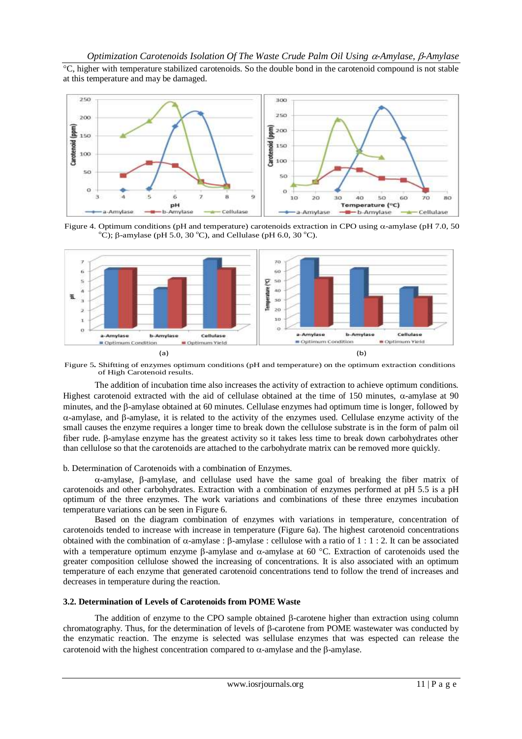°C, higher with temperature stabilized carotenoids. So the double bond in the carotenoid compound is not stable at this temperature and may be damaged.

Figure 4. Optimum conditions (pH and temperature) carotenoids extraction in CPO using α-amylase (pH 7.0, 50 °C); β-amylase (pH 5.0, 30 °C), and Cellulase (pH 6.0, 30 °C).

Figure 5. Shiftting of enzymes optimum conditions (pH and temperature) on the optimum extraction conditions of High Carotenoid results.

The addition of incubation time also increases the activity of extraction to achieve optimum conditions. Highest carotenoid extracted with the aid of cellulase obtained at the time of 150 minutes, α-amylase at 90 minutes, and the β-amylase obtained at 60 minutes. Cellulase enzymes had optimum time is longer, followed by α-amylase, and β-amylase, it is related to the activity of the enzymes used. Cellulase enzyme activity of the small causes the enzyme requires a longer time to break down the cellulose substrate is in the form of palm oil fiber rude. β-amylase enzyme has the greatest activity so it takes less time to break down carbohydrates other than cellulose so that the carotenoids are attached to the carbohydrate matrix can be removed more quickly.

b. Determination of Carotenoids with a combination of Enzymes.

α-amylase, β-amylase, and cellulase used have the same goal of breaking the fiber matrix of carotenoids and other carbohydrates. Extraction with a combination of enzymes performed at pH 5.5 is a pH optimum of the three enzymes. The work variations and combinations of these three enzymes incubation temperature variations can be seen in Figure 6.

Based on the diagram combination of enzymes with variations in temperature, concentration of carotenoids tended to increase with increase in temperature (Figure 6a). The highest carotenoid concentrations obtained with the combination of α-amylase : β-amylase : cellulase with a ratio of 1 : 1 : 2. It can be associated with a temperature optimum enzyme β-amylase and α-amylase at 60 °C. Extraction of carotenoids used the greater composition cellulose showed the increasing of concentrations. It is also associated with an optimum temperature of each enzyme that generated carotenoid concentrations tend to follow the trend of increases and decreases in temperature during the reaction.

### 3.2. Determination of Levels of Carotenoids from POME Waste

The addition of enzyme to the CPO sample obtained β-carotene higher than extraction using column chromatography. Thus, for the determination of levels of β-carotene from POME wastewater was conducted by the enzymatic reaction. The enzyme is selected was sellulase enzymes that was expected can release the carotenoid with the highest concentration compared to α-amylase and the β-amylase.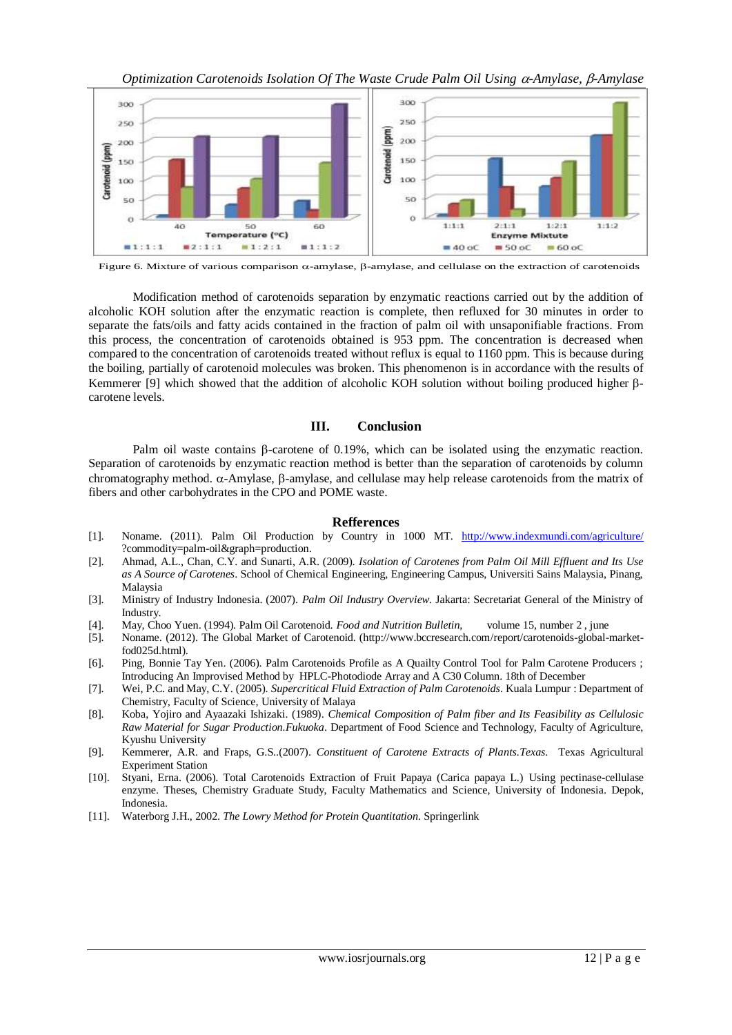300
250
200
150
100
50
0
Carotenoid (ppm)
40
50
60
Temperature (°C)
1:1:1
2:1:1
1:2:1
1:1:2

300
250
200
150
100
50
0
Carotenoid (ppm)
1:1:1
2:1:1
1:2:1
1:1:2
Enzyme Mixtute
40 oC
50 oC
60 oC

Figure 6. Mixture of various comparison α-amylase, β-amylase, and cellulase on the extraction of carotenoids

Modification method of carotenoids separation by enzymatic reactions carried out by the addition of alcoholic KOH solution after the enzymatic reaction is complete, then refluxed for 30 minutes in order to separate the fats/oils and fatty acids contained in the fraction of palm oil with unsaponifiable fractions. From this process, the concentration of carotenoids obtained is 953 ppm. The concentration is decreased when compared to the concentration of carotenoids treated without reflux is equal to 1160 ppm. This is because during the boiling, partially of carotenoid molecules was broken. This phenomenon is in accordance with the results of Kemmerer [9] which showed that the addition of alcoholic KOH solution without boiling produced higher β-carotene levels.

## III. Conclusion

Palm oil waste contains β-carotene of 0.19%, which can be isolated using the enzymatic reaction. Separation of carotenoids by enzymatic reaction method is better than the separation of carotenoids by column chromatography method. α-Amylase, β-amylase, and cellulase may help release carotenoids from the matrix of fibers and other carbohydrates in the CPO and POME waste.

## Refferences

[1]. Noname. (2011). Palm Oil Production by Country in 1000 MT. http://www.indexmundi.com/agriculture/?commodity=palm-oil&graph=production.

[2]. Ahmad, A.L., Chan, C.Y. and Sunarti, A.R. (2009). *Isolation of Carotenes from Palm Oil Mill Effluent and Its Use as A Source of Carotenes*. School of Chemical Engineering, Engineering Campus, Universiti Sains Malaysia, Pinang, Malaysia

[3]. Ministry of Industry Indonesia. (2007). *Palm Oil Industry Overview.* Jakarta: Secretariat General of the Ministry of Industry.

[4]. May, Choo Yuen. (1994). Palm Oil Carotenoid. *Food and Nutrition Bulletin*, volume 15, number 2 , june

[5]. Noname. (2012). The Global Market of Carotenoid. (http://www.bccresearch.com/report/carotenoids-global-market-fod025d.html).

[6]. Ping, Bonnie Tay Yen. (2006). Palm Carotenoids Profile as A Quailty Control Tool for Palm Carotene Producers ; Introducing An Improvised Method by HPLC-Photodiode Array and A C30 Column. 18th of December

[7]. Wei, P.C. and May, C.Y. (2005). *Supercritical Fluid Extraction of Palm Carotenoids*. Kuala Lumpur : Department of Chemistry, Faculty of Science, University of Malaya

[8]. Koba, Yojiro and Ayaazaki Ishizaki. (1989). *Chemical Composition of Palm fiber and Its Feasibility as Cellulosic Raw Material for Sugar Production.Fukuoka*. Department of Food Science and Technology, Faculty of Agriculture, Kyushu University

[9]. Kemmerer, A.R. and Fraps, G.S..(2007). *Constituent of Carotene Extracts of Plants.Texas.* Texas Agricultural Experiment Station

[10]. Styani, Erna. (2006). Total Carotenoids Extraction of Fruit Papaya (Carica papaya L.) Using pectinase-cellulase enzyme. Theses, Chemistry Graduate Study, Faculty Mathematics and Science, University of Indonesia. Depok, Indonesia.

[11]. Waterborg J.H., 2002. *The Lowry Method for Protein Quantitation*. Springerlink